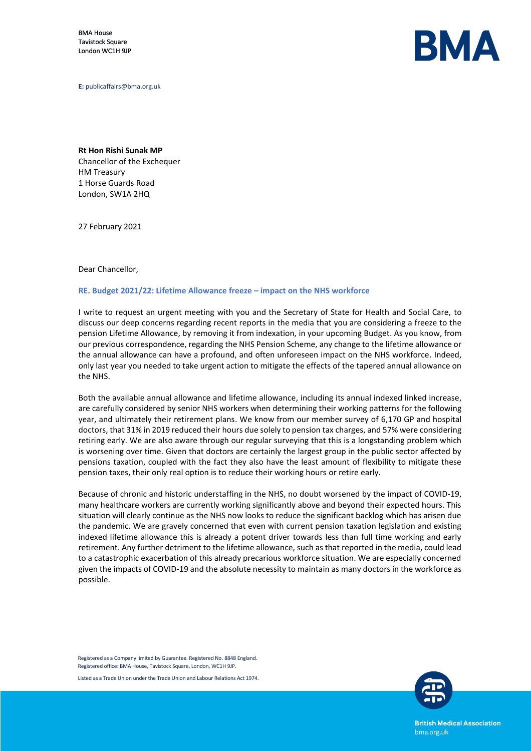BMA House
Tavistock Square
London WC1H 9JP

**BMA**

**E:** publicaffairs@bma.org.uk

**Rt Hon Rishi Sunak MP**
Chancellor of the Exchequer
HM Treasury
1 Horse Guards Road
London, SW1A 2HQ

27 February 2021

Dear Chancellor,

**RE. Budget 2021/22: Lifetime Allowance freeze – impact on the NHS workforce**

I write to request an urgent meeting with you and the Secretary of State for Health and Social Care, to discuss our deep concerns regarding recent reports in the media that you are considering a freeze to the pension Lifetime Allowance, by removing it from indexation, in your upcoming Budget. As you know, from our previous correspondence, regarding the NHS Pension Scheme, any change to the lifetime allowance or the annual allowance can have a profound, and often unforeseen impact on the NHS workforce. Indeed, only last year you needed to take urgent action to mitigate the effects of the tapered annual allowance on the NHS.

Both the available annual allowance and lifetime allowance, including its annual indexed linked increase, are carefully considered by senior NHS workers when determining their working patterns for the following year, and ultimately their retirement plans. We know from our member survey of 6,170 GP and hospital doctors, that 31% in 2019 reduced their hours due solely to pension tax charges, and 57% were considering retiring early. We are also aware through our regular surveying that this is a longstanding problem which is worsening over time. Given that doctors are certainly the largest group in the public sector affected by pensions taxation, coupled with the fact they also have the least amount of flexibility to mitigate these pension taxes, their only real option is to reduce their working hours or retire early.

Because of chronic and historic understaffing in the NHS, no doubt worsened by the impact of COVID-19, many healthcare workers are currently working significantly above and beyond their expected hours. This situation will clearly continue as the NHS now looks to reduce the significant backlog which has arisen due the pandemic. We are gravely concerned that even with current pension taxation legislation and existing indexed lifetime allowance this is already a potent driver towards less than full time working and early retirement. Any further detriment to the lifetime allowance, such as that reported in the media, could lead to a catastrophic exacerbation of this already precarious workforce situation. We are especially concerned given the impacts of COVID-19 and the absolute necessity to maintain as many doctors in the workforce as possible.

Registered as a Company limited by Guarantee. Registered No. 8848 England.
Registered office: BMA House, Tavistock Square, London, WC1H 9JP.

Listed as a Trade Union under the Trade Union and Labour Relations Act 1974.

British Medical Association
bma.org.uk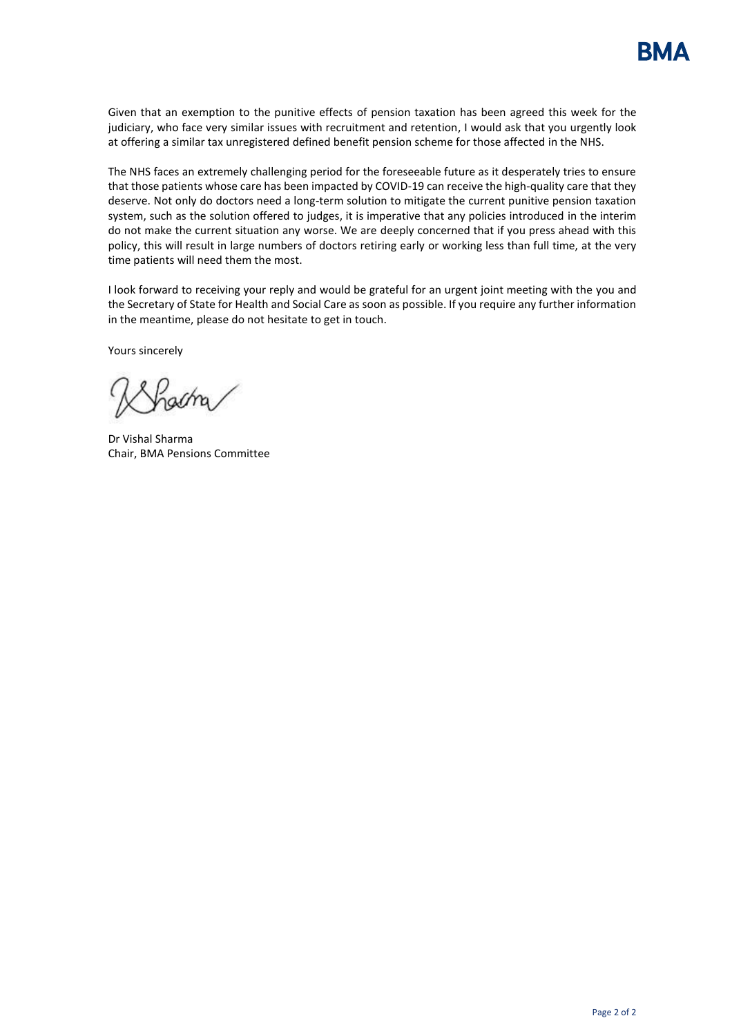Given that an exemption to the punitive effects of pension taxation has been agreed this week for the judiciary, who face very similar issues with recruitment and retention, I would ask that you urgently look at offering a similar tax unregistered defined benefit pension scheme for those affected in the NHS.

The NHS faces an extremely challenging period for the foreseeable future as it desperately tries to ensure that those patients whose care has been impacted by COVID-19 can receive the high-quality care that they deserve. Not only do doctors need a long-term solution to mitigate the current punitive pension taxation system, such as the solution offered to judges, it is imperative that any policies introduced in the interim do not make the current situation any worse. We are deeply concerned that if you press ahead with this policy, this will result in large numbers of doctors retiring early or working less than full time, at the very time patients will need them the most.

I look forward to receiving your reply and would be grateful for an urgent joint meeting with the you and the Secretary of State for Health and Social Care as soon as possible. If you require any further information in the meantime, please do not hesitate to get in touch.

Yours sincerely

Dr Vishal Sharma
Chair, BMA Pensions Committee